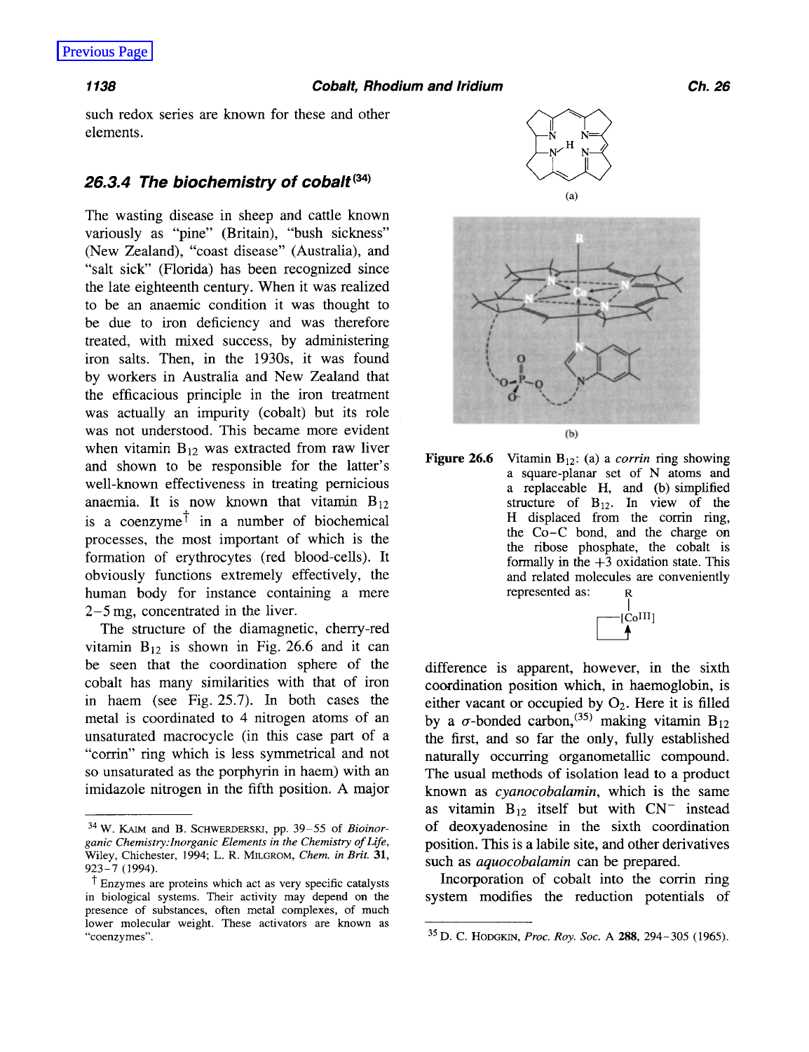such redox series are known for these and other elements.

### 26.3.4 The biochemistry of cobalt[34]

The wasting disease in sheep and cattle known variously as "pine" (Britain), "bush sickness" (New Zealand), "coast disease" (Australia), and "salt sick" (Florida) has been recognized since the late eighteenth century. When it was realized to be an anaemic condition it was thought to be due to iron deficiency and was therefore treated, with mixed success, by administering iron salts. Then, in the 1930s, it was found by workers in Australia and New Zealand that the efficacious principle in the iron treatment was actually an impurity (cobalt) but its role was not understood. This became more evident when vitamin $B_{12}$ was extracted from raw liver and shown to be responsible for the latter's well-known effectiveness in treating pernicious anaemia. It is now known that vitamin $B_{12}$ is a coenzyme[†] in a number of biochemical processes, the most important of which is the formation of erythrocytes (red blood-cells). It obviously functions extremely effectively, the human body for instance containing a mere 2–5 mg, concentrated in the liver.

The structure of the diamagnetic, cherry-red vitamin $B_{12}$ is shown in Fig. 26.6 and it can be seen that the coordination sphere of the cobalt has many similarities with that of iron in haem (see Fig. 25.7). In both cases the metal is coordinated to 4 nitrogen atoms of an unsaturated macrocycle (in this case part of a "corrin" ring which is less symmetrical and not so unsaturated as the porphyrin in haem) with an imidazole nitrogen in the fifth position. A major difference is apparent, however, in the sixth coordination position which, in haemoglobin, is either vacant or occupied by $O_2$. Here it is filled by a $\sigma$-bonded carbon,[35] making vitamin $B_{12}$ the first, and so far the only, fully established naturally occurring organometallic compound. The usual methods of isolation lead to a product known as *cyanocobalamin*, which is the same as vitamin $B_{12}$ itself but with $CN^-$ instead of deoxyadenosine in the sixth coordination position. This is a labile site, and other derivatives such as *aquocobalamin* can be prepared.

**Figure 26.6** Vitamin $B_{12}$: (a) a *corrin* ring showing a square-planar set of N atoms and a replaceable H, and (b) simplified structure of $B_{12}$. In view of the H displaced from the corrin ring, the Co–C bond, and the charge on the ribose phosphate, the cobalt is formally in the +3 oxidation state. This and related molecules are conveniently represented as: R–[Co$^{III}$]

Incorporation of cobalt into the corrin ring system modifies the reduction potentials of

---

[34] W. Kaim and B. Schwerderski, pp. 39–55 of *Bioinorganic Chemistry: Inorganic Elements in the Chemistry of Life*, Wiley, Chichester, 1994; L. R. Milgrom, *Chem. in Brit.* **31**, 923–7 (1994).

[†] Enzymes are proteins which act as very specific catalysts in biological systems. Their activity may depend on the presence of substances, often metal complexes, of much lower molecular weight. These activators are known as "coenzymes".

[35] D. C. Hodgkin, *Proc. Roy. Soc.* A **288**, 294–305 (1965).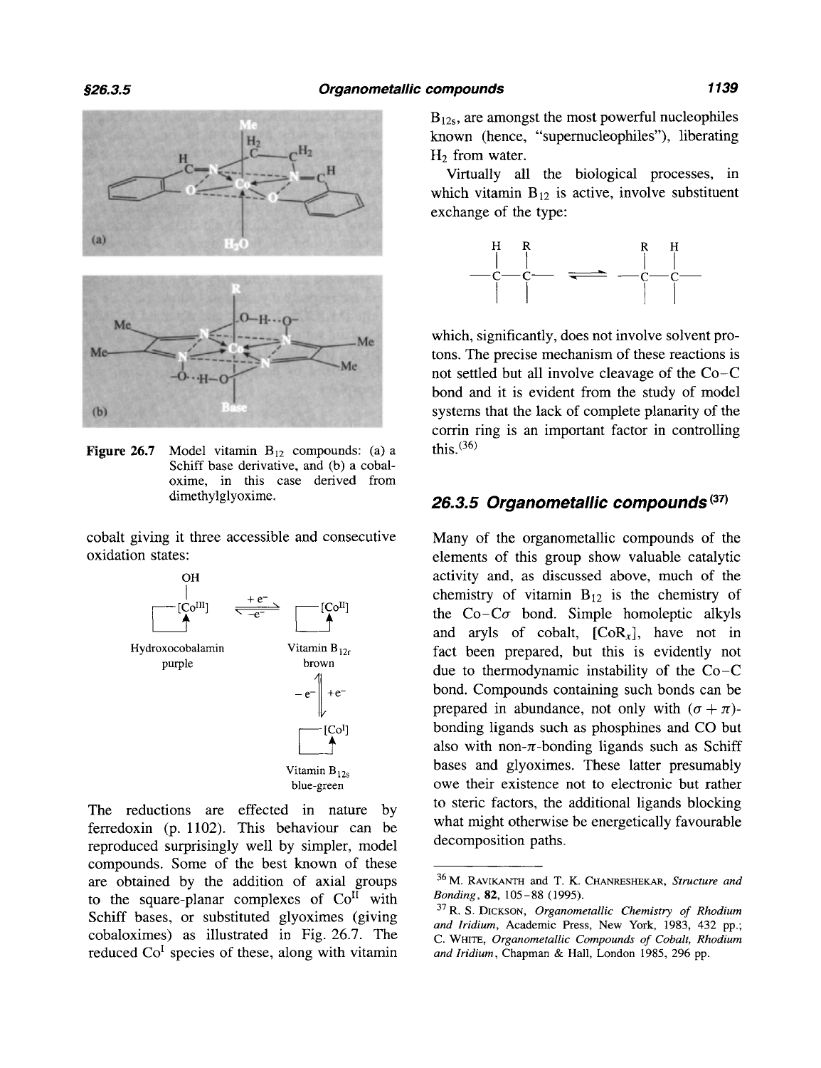Figure 26.7 Model vitamin $B_{12}$ compounds: (a) a Schiff base derivative, and (b) a cobaloxime, in this case derived from dimethylglyoxime.

cobalt giving it three accessible and consecutive oxidation states:

$$\text{Hydroxocobalamin (purple)} \; [Co^{III}] \underset{-e^-}{\overset{+e^-}{\rightleftharpoons}} [Co^{II}] \; \text{Vitamin } B_{12r} \text{ (brown)} \underset{-e^-}{\overset{+e^-}{\rightleftharpoons}} [Co^{I}] \; \text{Vitamin } B_{12s} \text{ (blue-green)}$$

The reductions are effected in nature by ferredoxin (p. 1102). This behaviour can be reproduced surprisingly well by simpler, model compounds. Some of the best known of these are obtained by the addition of axial groups to the square-planar complexes of $Co^{II}$ with Schiff bases, or substituted glyoximes (giving cobaloximes) as illustrated in Fig. 26.7. The reduced $Co^{I}$ species of these, along with vitamin $B_{12s}$, are amongst the most powerful nucleophiles known (hence, "supernucleophiles"), liberating $H_2$ from water.

Virtually all the biological processes, in which vitamin $B_{12}$ is active, involve substituent exchange of the type:

$$-\overset{H}{\underset{|}{\overset{|}{C}}}-\overset{R}{\underset{|}{\overset{|}{C}}}- \rightleftharpoons -\overset{R}{\underset{|}{\overset{|}{C}}}-\overset{H}{\underset{|}{\overset{|}{C}}}-$$

which, significantly, does not involve solvent protons. The precise mechanism of these reactions is not settled but all involve cleavage of the Co–C bond and it is evident from the study of model systems that the lack of complete planarity of the corrin ring is an important factor in controlling this.[36]

### 26.3.5 Organometallic compounds[37]

Many of the organometallic compounds of the elements of this group show valuable catalytic activity and, as discussed above, much of the chemistry of vitamin $B_{12}$ is the chemistry of the Co–C$\sigma$ bond. Simple homoleptic alkyls and aryls of cobalt, $[CoR_x]$, have not in fact been prepared, but this is evidently not due to thermodynamic instability of the Co–C bond. Compounds containing such bonds can be prepared in abundance, not only with $(\sigma + \pi)$-bonding ligands such as phosphines and CO but also with non-$\pi$-bonding ligands such as Schiff bases and glyoximes. These latter presumably owe their existence not to electronic but rather to steric factors, the additional ligands blocking what might otherwise be energetically favourable decomposition paths.

---

[36] M. Ravikanth and T. K. Chandrashekar, *Structure and Bonding*, **82**, 105–88 (1995).

[37] R. S. Dickson, *Organometallic Chemistry of Rhodium and Iridium*, Academic Press, New York, 1983, 432 pp.; C. White, *Organometallic Compounds of Cobalt, Rhodium and Iridium*, Chapman & Hall, London 1985, 296 pp.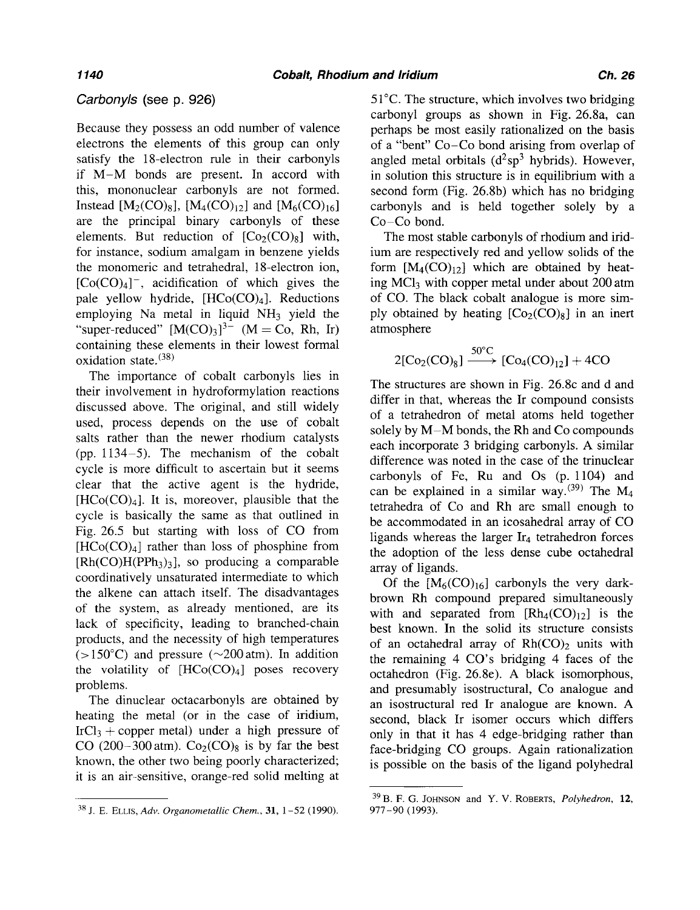## *Carbonyls* (see p. 926)

Because they possess an odd number of valence electrons the elements of this group can only satisfy the 18-electron rule in their carbonyls if M–M bonds are present. In accord with this, mononuclear carbonyls are not formed. Instead $[M_2(CO)_8]$, $[M_4(CO)_{12}]$ and $[M_6(CO)_{16}]$ are the principal binary carbonyls of these elements. But reduction of $[Co_2(CO)_8]$ with, for instance, sodium amalgam in benzene yields the monomeric and tetrahedral, 18-electron ion, $[Co(CO)_4]^-$, acidification of which gives the pale yellow hydride, $[HCo(CO)_4]$. Reductions employing Na metal in liquid $NH_3$ yield the "super-reduced" $[M(CO)_3]^{3-}$ (M = Co, Rh, Ir) containing these elements in their lowest formal oxidation state.[38]

The importance of cobalt carbonyls lies in their involvement in hydroformylation reactions discussed above. The original, and still widely used, process depends on the use of cobalt salts rather than the newer rhodium catalysts (pp. 1134–5). The mechanism of the cobalt cycle is more difficult to ascertain but it seems clear that the active agent is the hydride, $[HCo(CO)_4]$. It is, moreover, plausible that the cycle is basically the same as that outlined in Fig. 26.5 but starting with loss of CO from $[HCo(CO)_4]$ rather than loss of phosphine from $[Rh(CO)H(PPh_3)_3]$, so producing a comparable coordinatively unsaturated intermediate to which the alkene can attach itself. The disadvantages of the system, as already mentioned, are its lack of specificity, leading to branched-chain products, and the necessity of high temperatures (>150°C) and pressure (~200 atm). In addition the volatility of $[HCo(CO)_4]$ poses recovery problems.

The dinuclear octacarbonyls are obtained by heating the metal (or in the case of iridium, $IrCl_3$ + copper metal) under a high pressure of CO (200–300 atm). $Co_2(CO)_8$ is by far the best known, the other two being poorly characterized; it is an air-sensitive, orange-red solid melting at 51°C. The structure, which involves two bridging carbonyl groups as shown in Fig. 26.8a, can perhaps be most easily rationalized on the basis of a "bent" Co–Co bond arising from overlap of angled metal orbitals ($d^2sp^3$ hybrids). However, in solution this structure is in equilibrium with a second form (Fig. 26.8b) which has no bridging carbonyls and is held together solely by a Co–Co bond.

The most stable carbonyls of rhodium and iridium are respectively red and yellow solids of the form $[M_4(CO)_{12}]$ which are obtained by heating $MCl_3$ with copper metal under about 200 atm of CO. The black cobalt analogue is more simply obtained by heating $[Co_2(CO)_8]$ in an inert atmosphere

$$2[Co_2(CO)_8] \xrightarrow{50^\circ C} [Co_4(CO)_{12}] + 4CO$$

The structures are shown in Fig. 26.8c and d and differ in that, whereas the Ir compound consists of a tetrahedron of metal atoms held together solely by M–M bonds, the Rh and Co compounds each incorporate 3 bridging carbonyls. A similar difference was noted in the case of the trinuclear carbonyls of Fe, Ru and Os (p. 1104) and can be explained in a similar way.[39] The $M_4$ tetrahedra of Co and Rh are small enough to be accommodated in an icosahedral array of CO ligands whereas the larger $Ir_4$ tetrahedron forces the adoption of the less dense cube octahedral array of ligands.

Of the $[M_6(CO)_{16}]$ carbonyls the very dark-brown Rh compound prepared simultaneously with and separated from $[Rh_4(CO)_{12}]$ is the best known. In the solid its structure consists of an octahedral array of $Rh(CO)_2$ units with the remaining 4 CO's bridging 4 faces of the octahedron (Fig. 26.8e). A black isomorphous, and presumably isostructural, Co analogue and an isostructural red Ir analogue are known. A second, black Ir isomer occurs which differs only in that it has 4 edge-bridging rather than face-bridging CO groups. Again rationalization is possible on the basis of the ligand polyhedral

---

[38] J. E. Ellis, *Adv. Organometallic Chem.*, **31**, 1–52 (1990).

[39] B. F. G. Johnson and Y. V. Roberts, *Polyhedron*, **12**, 977–90 (1993).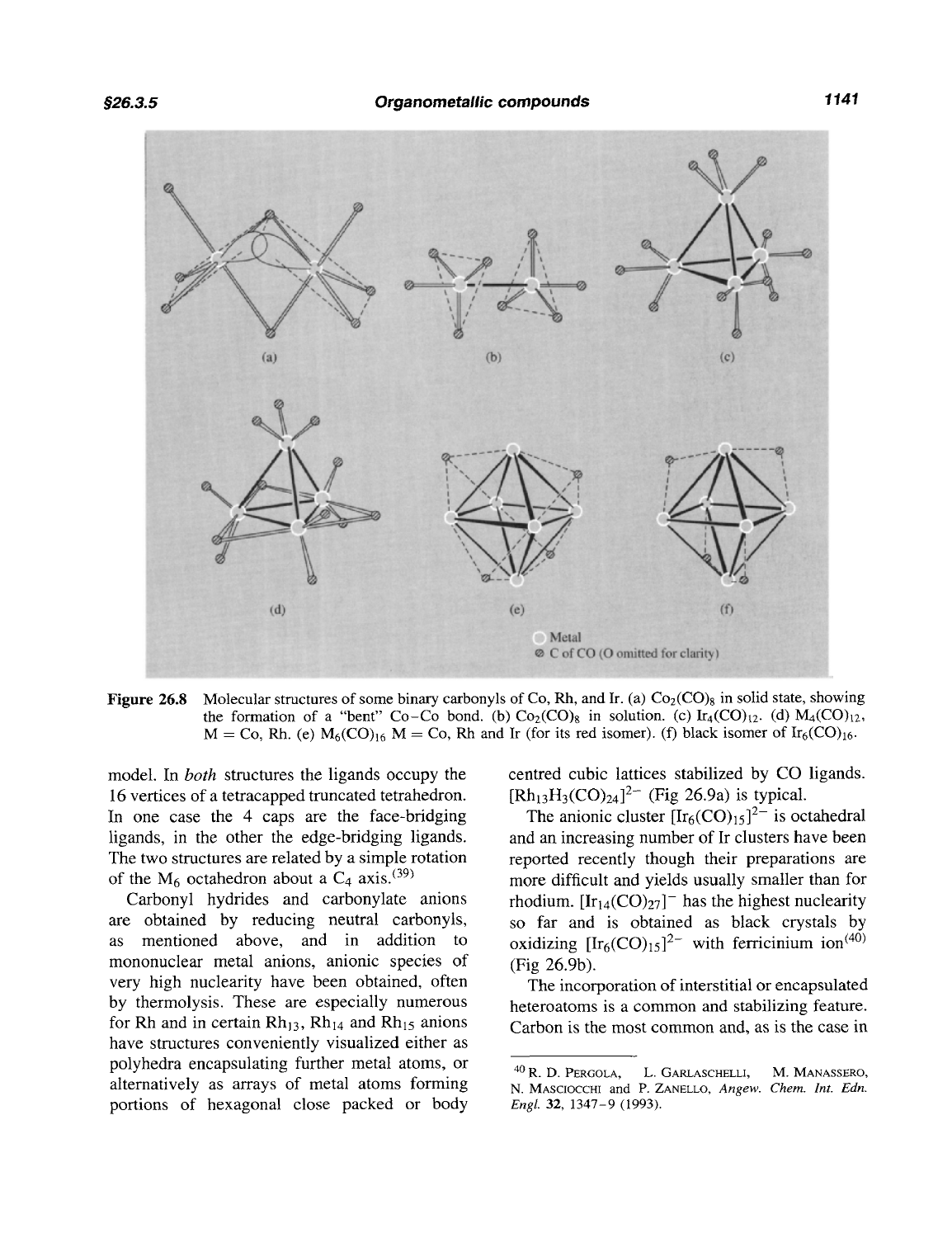Figure 26.8 Molecular structures of some binary carbonyls of Co, Rh, and Ir. (a) $Co_2(CO)_8$ in solid state, showing the formation of a "bent" Co–Co bond. (b) $Co_2(CO)_8$ in solution. (c) $Ir_4(CO)_{12}$. (d) $M_4(CO)_{12}$, M = Co, Rh. (e) $M_6(CO)_{16}$ M = Co, Rh and Ir (for its red isomer). (f) black isomer of $Ir_6(CO)_{16}$.

model. In *both* structures the ligands occupy the 16 vertices of a tetracapped truncated tetrahedron. In one case the 4 caps are the face-bridging ligands, in the other the edge-bridging ligands. The two structures are related by a simple rotation of the $M_6$ octahedron about a $C_4$ axis.[39]

Carbonyl hydrides and carbonylate anions are obtained by reducing neutral carbonyls, as mentioned above, and in addition to mononuclear metal anions, anionic species of very high nuclearity have been obtained, often by thermolysis. These are especially numerous for Rh and in certain $Rh_{13}$, $Rh_{14}$ and $Rh_{15}$ anions have structures conveniently visualized either as polyhedra encapsulating further metal atoms, or alternatively as arrays of metal atoms forming portions of hexagonal close packed or body centred cubic lattices stabilized by CO ligands. $[Rh_{13}H_3(CO)_{24}]^{2-}$ (Fig 26.9a) is typical.

The anionic cluster $[Ir_6(CO)_{15}]^{2-}$ is octahedral and an increasing number of Ir clusters have been reported recently though their preparations are more difficult and yields usually smaller than for rhodium. $[Ir_{14}(CO)_{27}]^{-}$ has the highest nuclearity so far and is obtained as black crystals by oxidizing $[Ir_6(CO)_{15}]^{2-}$ with ferricinium ion[40] (Fig 26.9b).

The incorporation of interstitial or encapsulated heteroatoms is a common and stabilizing feature. Carbon is the most common and, as is the case in

[40] R. D. Pergola, L. Garlaschelli, M. Manassero, N. Masciocchi and P. Zanello, *Angew. Chem. Int. Edn. Engl.* **32**, 1347–9 (1993).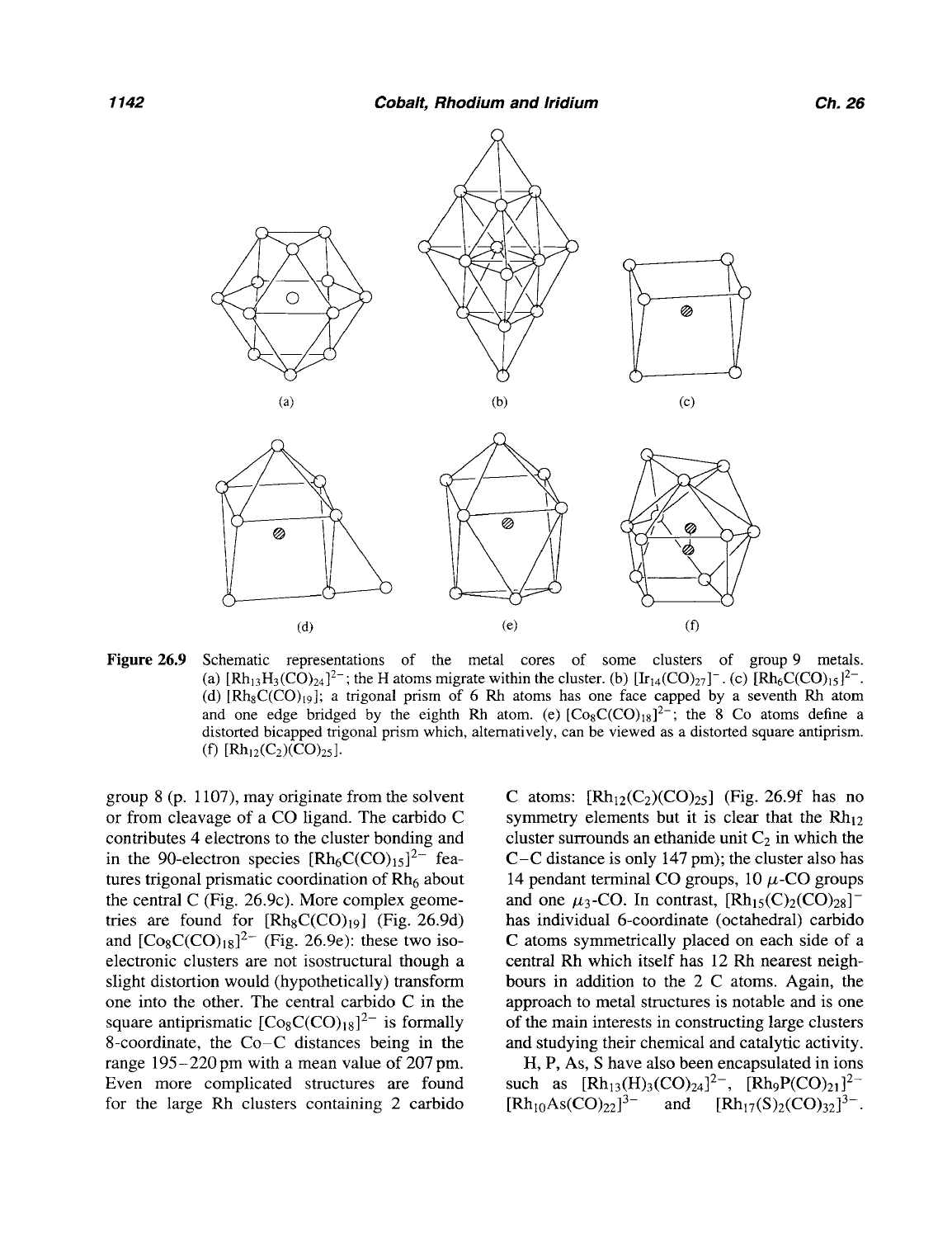(a)

(b)

(c)

(d)

(e)

(f)

**Figure 26.9** Schematic representations of the metal cores of some clusters of group 9 metals. (a) $[Rh_{13}H_3(CO)_{24}]^{2-}$; the H atoms migrate within the cluster. (b) $[Ir_{14}(CO)_{27}]^-$. (c) $[Rh_6C(CO)_{15}]^{2-}$. (d) $[Rh_8C(CO)_{19}]$; a trigonal prism of 6 Rh atoms has one face capped by a seventh Rh atom and one edge bridged by the eighth Rh atom. (e) $[Co_8C(CO)_{18}]^{2-}$; the 8 Co atoms define a distorted bicapped trigonal prism which, alternatively, can be viewed as a distorted square antiprism. (f) $[Rh_{12}(C_2)(CO)_{25}]$.

group 8 (p. 1107), may originate from the solvent or from cleavage of a CO ligand. The carbido C contributes 4 electrons to the cluster bonding and in the 90-electron species $[Rh_6C(CO)_{15}]^{2-}$ features trigonal prismatic coordination of $Rh_6$ about the central C (Fig. 26.9c). More complex geometries are found for $[Rh_8C(CO)_{19}]$ (Fig. 26.9d) and $[Co_8C(CO)_{18}]^{2-}$ (Fig. 26.9e): these two isoelectronic clusters are not isostructural though a slight distortion would (hypothetically) transform one into the other. The central carbido C in the square antiprismatic $[Co_8C(CO)_{18}]^{2-}$ is formally 8-coordinate, the Co–C distances being in the range 195–220 pm with a mean value of 207 pm. Even more complicated structures are found for the large Rh clusters containing 2 carbido C atoms: $[Rh_{12}(C_2)(CO)_{25}]$ (Fig. 26.9f has no symmetry elements but it is clear that the $Rh_{12}$ cluster surrounds an ethanide unit $C_2$ in which the C–C distance is only 147 pm); the cluster also has 14 pendant terminal CO groups, 10 $\mu$-CO groups and one $\mu_3$-CO. In contrast, $[Rh_{15}(C)_2(CO)_{28}]^-$ has individual 6-coordinate (octahedral) carbido C atoms symmetrically placed on each side of a central Rh which itself has 12 Rh nearest neighbours in addition to the 2 C atoms. Again, the approach to metal structures is notable and is one of the main interests in constructing large clusters and studying their chemical and catalytic activity.

H, P, As, S have also been encapsulated in ions such as $[Rh_{13}(H)_3(CO)_{24}]^{2-}$, $[Rh_9P(CO)_{21}]^{2-}$ $[Rh_{10}As(CO)_{22}]^{3-}$ and $[Rh_{17}(S)_2(CO)_{32}]^{3-}$.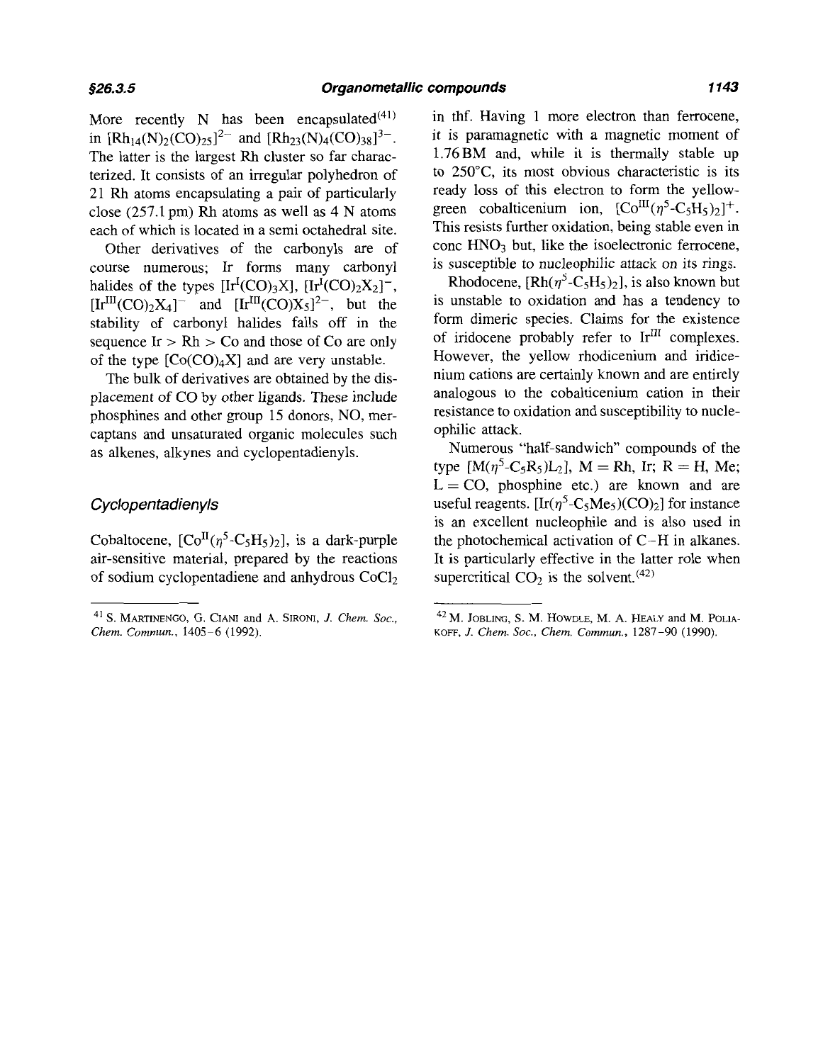More recently N has been encapsulated[41] in $[Rh_{14}(N)_2(CO)_{25}]^{2-}$ and $[Rh_{23}(N)_4(CO)_{38}]^{3-}$. The latter is the largest Rh cluster so far characterized. It consists of an irregular polyhedron of 21 Rh atoms encapsulating a pair of particularly close (257.1 pm) Rh atoms as well as 4 N atoms each of which is located in a semi octahedral site.

Other derivatives of the carbonyls are of course numerous; Ir forms many carbonyl halides of the types $[Ir^{I}(CO)_3X]$, $[Ir^{I}(CO)_2X_2]^-$, $[Ir^{III}(CO)_2X_4]^-$ and $[Ir^{III}(CO)X_5]^{2-}$, but the stability of carbonyl halides falls off in the sequence Ir > Rh > Co and those of Co are only of the type $[Co(CO)_4X]$ and are very unstable.

The bulk of derivatives are obtained by the displacement of CO by other ligands. These include phosphines and other group 15 donors, NO, mercaptans and unsaturated organic molecules such as alkenes, alkynes and cyclopentadienyls.

### *Cyclopentadienyls*

Cobaltocene, $[Co^{II}(\eta^5\text{-}C_5H_5)_2]$, is a dark-purple air-sensitive material, prepared by the reactions of sodium cyclopentadiene and anhydrous $CoCl_2$ in thf. Having 1 more electron than ferrocene, it is paramagnetic with a magnetic moment of 1.76 BM and, while it is thermally stable up to 250°C, its most obvious characteristic is its ready loss of this electron to form the yellow-green cobalticenium ion, $[Co^{III}(\eta^5\text{-}C_5H_5)_2]^+$. This resists further oxidation, being stable even in conc $HNO_3$ but, like the isoelectronic ferrocene, is susceptible to nucleophilic attack on its rings.

Rhodocene, $[Rh(\eta^5\text{-}C_5H_5)_2]$, is also known but is unstable to oxidation and has a tendency to form dimeric species. Claims for the existence of iridocene probably refer to $Ir^{III}$ complexes. However, the yellow rhodicenium and iridicenium cations are certainly known and are entirely analogous to the cobalticenium cation in their resistance to oxidation and susceptibility to nucleophilic attack.

Numerous "half-sandwich" compounds of the type $[M(\eta^5\text{-}C_5R_5)L_2]$, M = Rh, Ir; R = H, Me; L = CO, phosphine etc.) are known and are useful reagents. $[Ir(\eta^5\text{-}C_5Me_5)(CO)_2]$ for instance is an excellent nucleophile and is also used in the photochemical activation of C–H in alkanes. It is particularly effective in the latter role when supercritical $CO_2$ is the solvent.[42]

---

[41] S. Martinengo, G. Ciani and A. Sironi, *J. Chem. Soc., Chem. Commun.*, 1405–6 (1992).

[42] M. Jobling, S. M. Howdle, M. A. Healy and M. Poliakoff, *J. Chem. Soc., Chem. Commun.*, 1287–90 (1990).